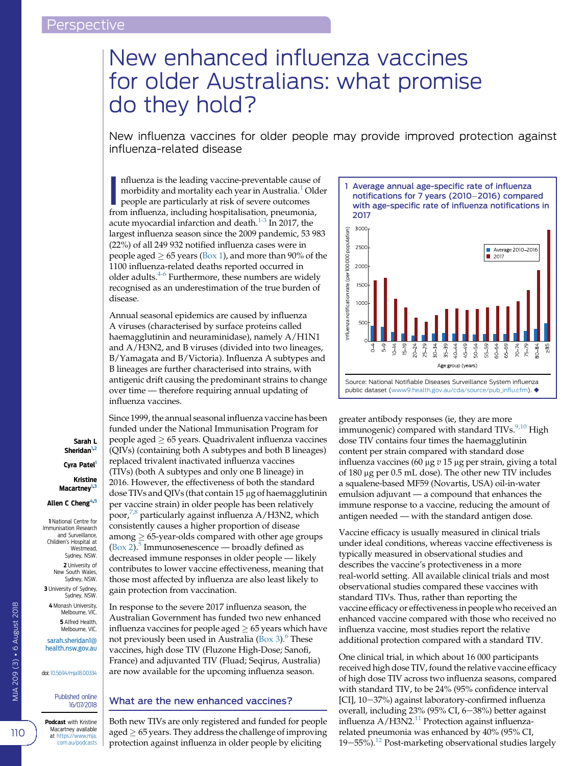Perspective

# New enhanced influenza vaccines for older Australians: what promise do they hold?

New influenza vaccines for older people may provide improved protection against influenza-related disease

**Sarah L Sheridan**[1,2]

**Cyra Patel**[1]

**Kristine Macartney**[1,3]

**Allen C Cheng**[4,5]

1 National Centre for Immunisation Research and Surveillance, Children's Hospital at Westmead, Sydney, NSW.
2 University of New South Wales, Sydney, NSW.
3 University of Sydney, Sydney, NSW.
4 Monash University, Melbourne, VIC.
5 Alfred Health, Melbourne, VIC.

sarah.sheridan1@health.nsw.gov.au

doi: 10.5694/mja18.00334

Published online 16/07/2018

**Podcast** with Kristine Macartney available at https://www.mja.com.au/podcasts

Influenza is the leading vaccine-preventable cause of morbidity and mortality each year in Australia.[1] Older people are particularly at risk of severe outcomes from influenza, including hospitalisation, pneumonia, acute myocardial infarction and death.[1-3] In 2017, the largest influenza season since the 2009 pandemic, 53 983 (22%) of all 249 932 notified influenza cases were in people aged ≥ 65 years (Box 1), and more than 90% of the 1100 influenza-related deaths reported occurred in older adults.[4-6] Furthermore, these numbers are widely recognised as an underestimation of the true burden of disease.

Annual seasonal epidemics are caused by influenza A viruses (characterised by surface proteins called haemagglutinin and neuraminidase), namely A/H1N1 and A/H3N2, and B viruses (divided into two lineages, B/Yamagata and B/Victoria). Influenza A subtypes and B lineages are further characterised into strains, with antigenic drift causing the predominant strains to change over time — therefore requiring annual updating of influenza vaccines.

Since 1999, the annual seasonal influenza vaccine has been funded under the National Immunisation Program for people aged ≥ 65 years. Quadrivalent influenza vaccines (QIVs) (containing both A subtypes and both B lineages) replaced trivalent inactivated influenza vaccines (TIVs) (both A subtypes and only one B lineage) in 2016. However, the effectiveness of both the standard dose TIVs and QIVs (that contain 15 μg of haemagglutinin per vaccine strain) in older people has been relatively poor,[7,8] particularly against influenza A/H3N2, which consistently causes a higher proportion of disease among ≥ 65-year-olds compared with other age groups (Box 2).[5] Immunosenescence — broadly defined as decreased immune responses in older people — likely contributes to lower vaccine effectiveness, meaning that those most affected by influenza are also least likely to gain protection from vaccination.

In response to the severe 2017 influenza season, the Australian Government has funded two new enhanced influenza vaccines for people aged ≥ 65 years which have not previously been used in Australia (Box 3).[6] These vaccines, high dose TIV (Fluzone High-Dose; Sanofi, France) and adjuvanted TIV (Fluad; Seqirus, Australia) are now available for the upcoming influenza season.

## What are the new enhanced vaccines?

Both new TIVs are only registered and funded for people aged ≥ 65 years. They address the challenge of improving protection against influenza in older people by eliciting greater antibody responses (ie, they are more immunogenic) compared with standard TIVs.[9,10] High dose TIV contains four times the haemagglutinin content per strain compared with standard dose influenza vaccines (60 μg *v* 15 μg per strain, giving a total of 180 μg per 0.5 mL dose). The other new TIV includes a squalene-based MF59 (Novartis, USA) oil-in-water emulsion adjuvant — a compound that enhances the immune response to a vaccine, reducing the amount of antigen needed — with the standard antigen dose.

Vaccine efficacy is usually measured in clinical trials under ideal conditions, whereas vaccine effectiveness is typically measured in observational studies and describes the vaccine's protectiveness in a more real-world setting. All available clinical trials and most observational studies compared these vaccines with standard TIVs. Thus, rather than reporting the vaccine efficacy or effectiveness in people who received an enhanced vaccine compared with those who received no influenza vaccine, most studies report the relative additional protection compared with a standard TIV.

One clinical trial, in which about 16 000 participants received high dose TIV, found the relative vaccine efficacy of high dose TIV across two influenza seasons, compared with standard TIV, to be 24% (95% confidence interval [CI], 10−37%) against laboratory-confirmed influenza overall, including 23% (95% CI, 6−38%) better against influenza A/H3N2.[11] Protection against influenza-related pneumonia was enhanced by 40% (95% CI, 19−55%).[12] Post-marketing observational studies largely

**1 Average annual age-specific rate of influenza notifications for 7 years (2010−2016) compared with age-specific rate of influenza notifications in 2017**

Source: National Notifiable Diseases Surveillance System influenza public dataset (www9.health.gov.au/cda/source/pub_influ.cfm). ◆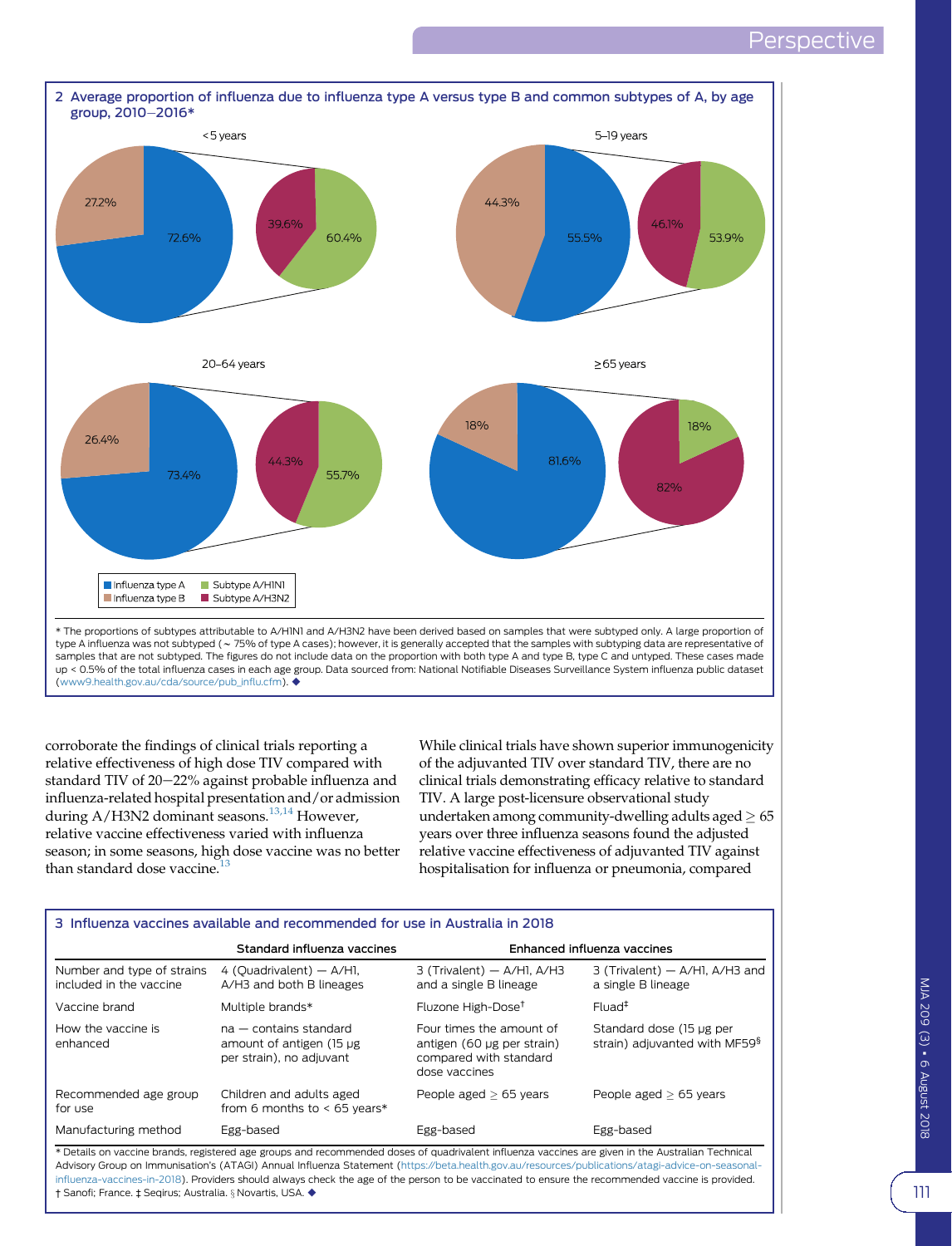**2 Average proportion of influenza due to influenza type A versus type B and common subtypes of A, by age group, 2010–2016***

<5 years

27.2%

72.6%

39.6%

60.4%

5–19 years

44.3%

55.5%

46.1%

53.9%

20–64 years

26.4%

73.4%

44.3%

55.7%

≥65 years

18%

81.6%

18%

82%

Influenza type A | Subtype A/H1N1 | Influenza type B | Subtype A/H3N2

* The proportions of subtypes attributable to A/H1N1 and A/H3N2 have been derived based on samples that were subtyped only. A large proportion of type A influenza was not subtyped (~ 75% of type A cases); however, it is generally accepted that the samples with subtyping data are representative of samples that are not subtyped. The figures do not include data on the proportion with both type A and type B, type C and untyped. These cases made up < 0.5% of the total influenza cases in each age group. Data sourced from: National Notifiable Diseases Surveillance System influenza public dataset (www9.health.gov.au/cda/source/pub_influ.cfm). ◆

corroborate the findings of clinical trials reporting a relative effectiveness of high dose TIV compared with standard TIV of 20–22% against probable influenza and influenza-related hospital presentation and/or admission during A/H3N2 dominant seasons.[13,14] However, relative vaccine effectiveness varied with influenza season; in some seasons, high dose vaccine was no better than standard dose vaccine.[13]

While clinical trials have shown superior immunogenicity of the adjuvanted TIV over standard TIV, there are no clinical trials demonstrating efficacy relative to standard TIV. A large post-licensure observational study undertaken among community-dwelling adults aged ≥ 65 years over three influenza seasons found the adjusted relative vaccine effectiveness of adjuvanted TIV against hospitalisation for influenza or pneumonia, compared

**3 Influenza vaccines available and recommended for use in Australia in 2018**

| | Standard influenza vaccines | Enhanced influenza vaccines | |
|---|---|---|---|
| Number and type of strains included in the vaccine | 4 (Quadrivalent) — A/H1, A/H3 and both B lineages | 3 (Trivalent) — A/H1, A/H3 and a single B lineage | 3 (Trivalent) — A/H1, A/H3 and a single B lineage |
| Vaccine brand | Multiple brands* | Fluzone High-Dose† | Fluad‡ |
| How the vaccine is enhanced | na — contains standard amount of antigen (15 μg per strain), no adjuvant | Four times the amount of antigen (60 μg per strain) compared with standard dose vaccines | Standard dose (15 μg per strain) adjuvanted with MF59§ |
| Recommended age group for use | Children and adults aged from 6 months to < 65 years* | People aged ≥ 65 years | People aged ≥ 65 years |
| Manufacturing method | Egg-based | Egg-based | Egg-based |

* Details on vaccine brands, registered age groups and recommended doses of quadrivalent influenza vaccines are given in the Australian Technical Advisory Group on Immunisation's (ATAGI) Annual Influenza Statement (https://beta.health.gov.au/resources/publications/atagi-advice-on-seasonal-influenza-vaccines-in-2018). Providers should always check the age of the person to be vaccinated to ensure the recommended vaccine is provided. † Sanofi; France. ‡ Seqirus; Australia. § Novartis, USA. ◆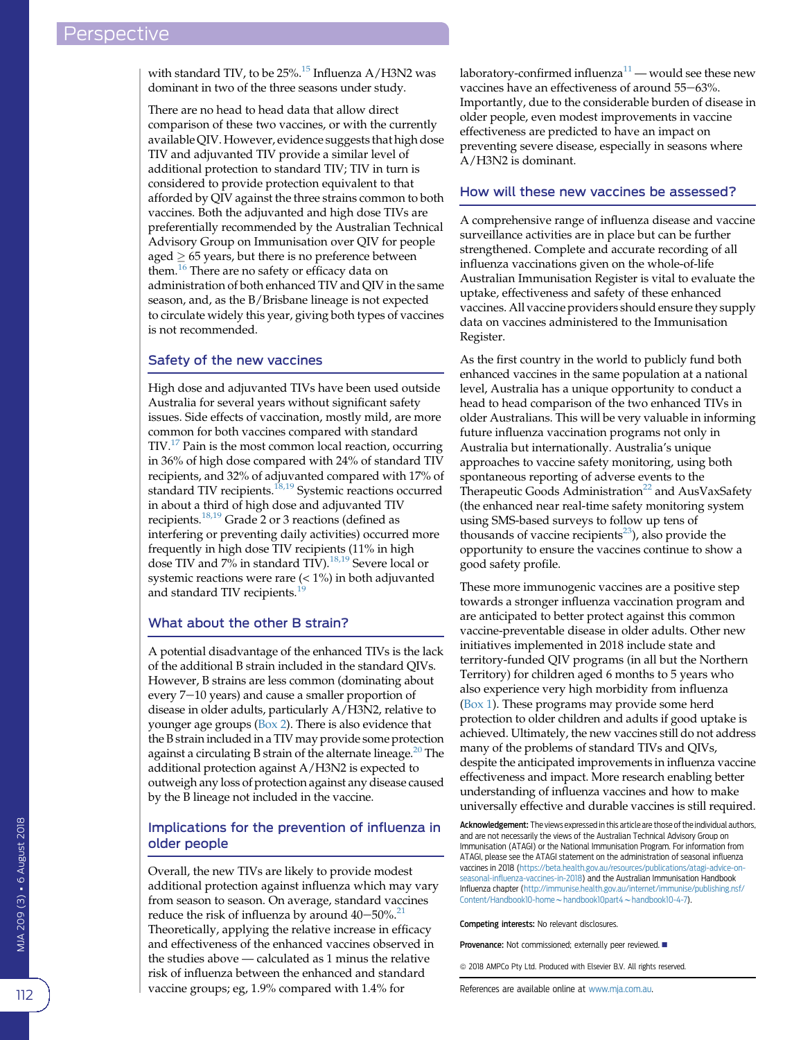with standard TIV, to be 25%.[15] Influenza A/H3N2 was dominant in two of the three seasons under study.

There are no head to head data that allow direct comparison of these two vaccines, or with the currently available QIV. However, evidence suggests that high dose TIV and adjuvanted TIV provide a similar level of additional protection to standard TIV; TIV in turn is considered to provide protection equivalent to that afforded by QIV against the three strains common to both vaccines. Both the adjuvanted and high dose TIVs are preferentially recommended by the Australian Technical Advisory Group on Immunisation over QIV for people aged ≥ 65 years, but there is no preference between them.[16] There are no safety or efficacy data on administration of both enhanced TIV and QIV in the same season, and, as the B/Brisbane lineage is not expected to circulate widely this year, giving both types of vaccines is not recommended.

## Safety of the new vaccines

High dose and adjuvanted TIVs have been used outside Australia for several years without significant safety issues. Side effects of vaccination, mostly mild, are more common for both vaccines compared with standard TIV.[17] Pain is the most common local reaction, occurring in 36% of high dose compared with 24% of standard TIV recipients, and 32% of adjuvanted compared with 17% of standard TIV recipients.[18,19] Systemic reactions occurred in about a third of high dose and adjuvanted TIV recipients.[18,19] Grade 2 or 3 reactions (defined as interfering or preventing daily activities) occurred more frequently in high dose TIV recipients (11% in high dose TIV and 7% in standard TIV).[18,19] Severe local or systemic reactions were rare (< 1%) in both adjuvanted and standard TIV recipients.[19]

## What about the other B strain?

A potential disadvantage of the enhanced TIVs is the lack of the additional B strain included in the standard QIVs. However, B strains are less common (dominating about every 7−10 years) and cause a smaller proportion of disease in older adults, particularly A/H3N2, relative to younger age groups (Box 2). There is also evidence that the B strain included in a TIV may provide some protection against a circulating B strain of the alternate lineage.[20] The additional protection against A/H3N2 is expected to outweigh any loss of protection against any disease caused by the B lineage not included in the vaccine.

## Implications for the prevention of influenza in older people

Overall, the new TIVs are likely to provide modest additional protection against influenza which may vary from season to season. On average, standard vaccines reduce the risk of influenza by around 40−50%.[21] Theoretically, applying the relative increase in efficacy and effectiveness of the enhanced vaccines observed in the studies above — calculated as 1 minus the relative risk of influenza between the enhanced and standard vaccine groups; eg, 1.9% compared with 1.4% for laboratory-confirmed influenza[11] — would see these new vaccines have an effectiveness of around 55−63%. Importantly, due to the considerable burden of disease in older people, even modest improvements in vaccine effectiveness are predicted to have an impact on preventing severe disease, especially in seasons where A/H3N2 is dominant.

## How will these new vaccines be assessed?

A comprehensive range of influenza disease and vaccine surveillance activities are in place but can be further strengthened. Complete and accurate recording of all influenza vaccinations given on the whole-of-life Australian Immunisation Register is vital to evaluate the uptake, effectiveness and safety of these enhanced vaccines. All vaccine providers should ensure they supply data on vaccines administered to the Immunisation Register.

As the first country in the world to publicly fund both enhanced vaccines in the same population at a national level, Australia has a unique opportunity to conduct a head to head comparison of the two enhanced TIVs in older Australians. This will be very valuable in informing future influenza vaccination programs not only in Australia but internationally. Australia's unique approaches to vaccine safety monitoring, using both spontaneous reporting of adverse events to the Therapeutic Goods Administration[22] and AusVaxSafety (the enhanced near real-time safety monitoring system using SMS-based surveys to follow up tens of thousands of vaccine recipients[23]), also provide the opportunity to ensure the vaccines continue to show a good safety profile.

These more immunogenic vaccines are a positive step towards a stronger influenza vaccination program and are anticipated to better protect against this common vaccine-preventable disease in older adults. Other new initiatives implemented in 2018 include state and territory-funded QIV programs (in all but the Northern Territory) for children aged 6 months to 5 years who also experience very high morbidity from influenza (Box 1). These programs may provide some herd protection to older children and adults if good uptake is achieved. Ultimately, the new vaccines still do not address many of the problems of standard TIVs and QIVs, despite the anticipated improvements in influenza vaccine effectiveness and impact. More research enabling better understanding of influenza vaccines and how to make universally effective and durable vaccines is still required.

**Acknowledgement:** The views expressed in this article are those of the individual authors, and are not necessarily the views of the Australian Technical Advisory Group on Immunisation (ATAGI) or the National Immunisation Program. For information from ATAGI, please see the ATAGI statement on the administration of seasonal influenza vaccines in 2018 (https://beta.health.gov.au/resources/publications/atagi-advice-on-seasonal-influenza-vaccines-in-2018) and the Australian Immunisation Handbook Influenza chapter (http://immunise.health.gov.au/internet/immunise/publishing.nsf/Content/Handbook10-home~handbook10part4~handbook10-4-7).

**Competing interests:** No relevant disclosures.

**Provenance:** Not commissioned; externally peer reviewed. ■

© 2018 AMPCo Pty Ltd. Produced with Elsevier B.V. All rights reserved.

References are available online at www.mja.com.au.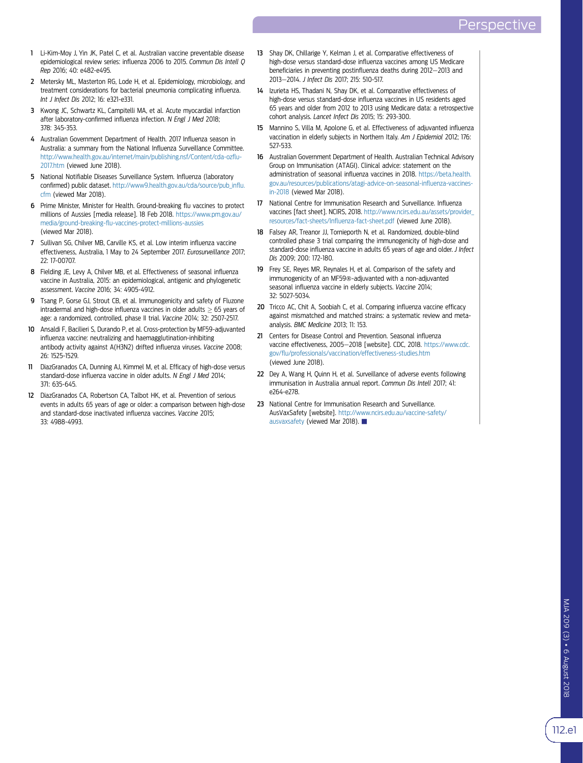1 Li-Kim-Moy J, Yin JK, Patel C, et al. Australian vaccine preventable disease epidemiological review series: influenza 2006 to 2015. *Commun Dis Intell Q Rep* 2016; 40: e482-e495.

2 Metersky ML, Masterton RG, Lode H, et al. Epidemiology, microbiology, and treatment considerations for bacterial pneumonia complicating influenza. *Int J Infect Dis* 2012; 16: e321-e331.

3 Kwong JC, Schwartz KL, Campitelli MA, et al. Acute myocardial infarction after laboratory-confirmed influenza infection. *N Engl J Med* 2018; 378: 345-353.

4 Australian Government Department of Health. 2017 Influenza season in Australia: a summary from the National Influenza Surveillance Committee. http://www.health.gov.au/internet/main/publishing.nsf/Content/cda-ozflu-2017.htm (viewed June 2018).

5 National Notifiable Diseases Surveillance System. Influenza (laboratory confirmed) public dataset. http://www9.health.gov.au/cda/source/pub_influ.cfm (viewed Mar 2018).

6 Prime Minister, Minister for Health. Ground-breaking flu vaccines to protect millions of Aussies [media release]. 18 Feb 2018. https://www.pm.gov.au/media/ground-breaking-flu-vaccines-protect-millions-aussies (viewed Mar 2018).

7 Sullivan SG, Chilver MB, Carville KS, et al. Low interim influenza vaccine effectiveness, Australia, 1 May to 24 September 2017. *Eurosurveillance* 2017; 22: 17-00707.

8 Fielding JE, Levy A, Chilver MB, et al. Effectiveness of seasonal influenza vaccine in Australia, 2015: an epidemiological, antigenic and phylogenetic assessment. *Vaccine* 2016; 34: 4905-4912.

9 Tsang P, Gorse GJ, Strout CB, et al. Immunogenicity and safety of Fluzone intradermal and high-dose influenza vaccines in older adults $\geq$ 65 years of age: a randomized, controlled, phase II trial. *Vaccine* 2014; 32: 2507-2517.

10 Ansaldi F, Bacilieri S, Durando P, et al. Cross-protection by MF59-adjuvanted influenza vaccine: neutralizing and haemagglutination-inhibiting antibody activity against A(H3N2) drifted influenza viruses. *Vaccine* 2008; 26: 1525-1529.

11 DiazGranados CA, Dunning AJ, Kimmel M, et al. Efficacy of high-dose versus standard-dose influenza vaccine in older adults. *N Engl J Med* 2014; 371: 635-645.

12 DiazGranados CA, Robertson CA, Talbot HK, et al. Prevention of serious events in adults 65 years of age or older: a comparison between high-dose and standard-dose inactivated influenza vaccines. *Vaccine* 2015; 33: 4988-4993.

13 Shay DK, Chillarige Y, Kelman J, et al. Comparative effectiveness of high-dose versus standard-dose influenza vaccines among US Medicare beneficiaries in preventing postinfluenza deaths during 2012–2013 and 2013–2014. *J Infect Dis* 2017; 215: 510-517.

14 Izurieta HS, Thadani N, Shay DK, et al. Comparative effectiveness of high-dose versus standard-dose influenza vaccines in US residents aged 65 years and older from 2012 to 2013 using Medicare data: a retrospective cohort analysis. *Lancet Infect Dis* 2015; 15: 293-300.

15 Mannino S, Villa M, Apolone G, et al. Effectiveness of adjuvanted influenza vaccination in elderly subjects in Northern Italy. *Am J Epidemiol* 2012; 176: 527-533.

16 Australian Government Department of Health. Australian Technical Advisory Group on Immunisation (ATAGI). Clinical advice: statement on the administration of seasonal influenza vaccines in 2018. https://beta.health.gov.au/resources/publications/atagi-advice-on-seasonal-influenza-vaccines-in-2018 (viewed Mar 2018).

17 National Centre for Immunisation Research and Surveillance. Influenza vaccines [fact sheet]. NCIRS, 2018. http://www.ncirs.edu.au/assets/provider_resources/fact-sheets/Influenza-fact-sheet.pdf (viewed June 2018).

18 Falsey AR, Treanor JJ, Tornieporth N, et al. Randomized, double-blind controlled phase 3 trial comparing the immunogenicity of high-dose and standard-dose influenza vaccine in adults 65 years of age and older. *J Infect Dis* 2009; 200: 172-180.

19 Frey SE, Reyes MR, Reynales H, et al. Comparison of the safety and immunogenicity of an MF59®-adjuvanted with a non-adjuvanted seasonal influenza vaccine in elderly subjects. *Vaccine* 2014; 32: 5027-5034.

20 Tricco AC, Chit A, Soobiah C, et al. Comparing influenza vaccine efficacy against mismatched and matched strains: a systematic review and meta-analysis. *BMC Medicine* 2013; 11: 153.

21 Centers for Disease Control and Prevention. Seasonal influenza vaccine effectiveness, 2005–2018 [website]. CDC, 2018. https://www.cdc.gov/flu/professionals/vaccination/effectiveness-studies.htm (viewed June 2018).

22 Dey A, Wang H, Quinn H, et al. Surveillance of adverse events following immunisation in Australia annual report. *Commun Dis Intell* 2017; 41: e264-e278.

23 National Centre for Immunisation Research and Surveillance. AusVaxSafety [website]. http://www.ncirs.edu.au/vaccine-safety/ausvaxsafety (viewed Mar 2018). ■